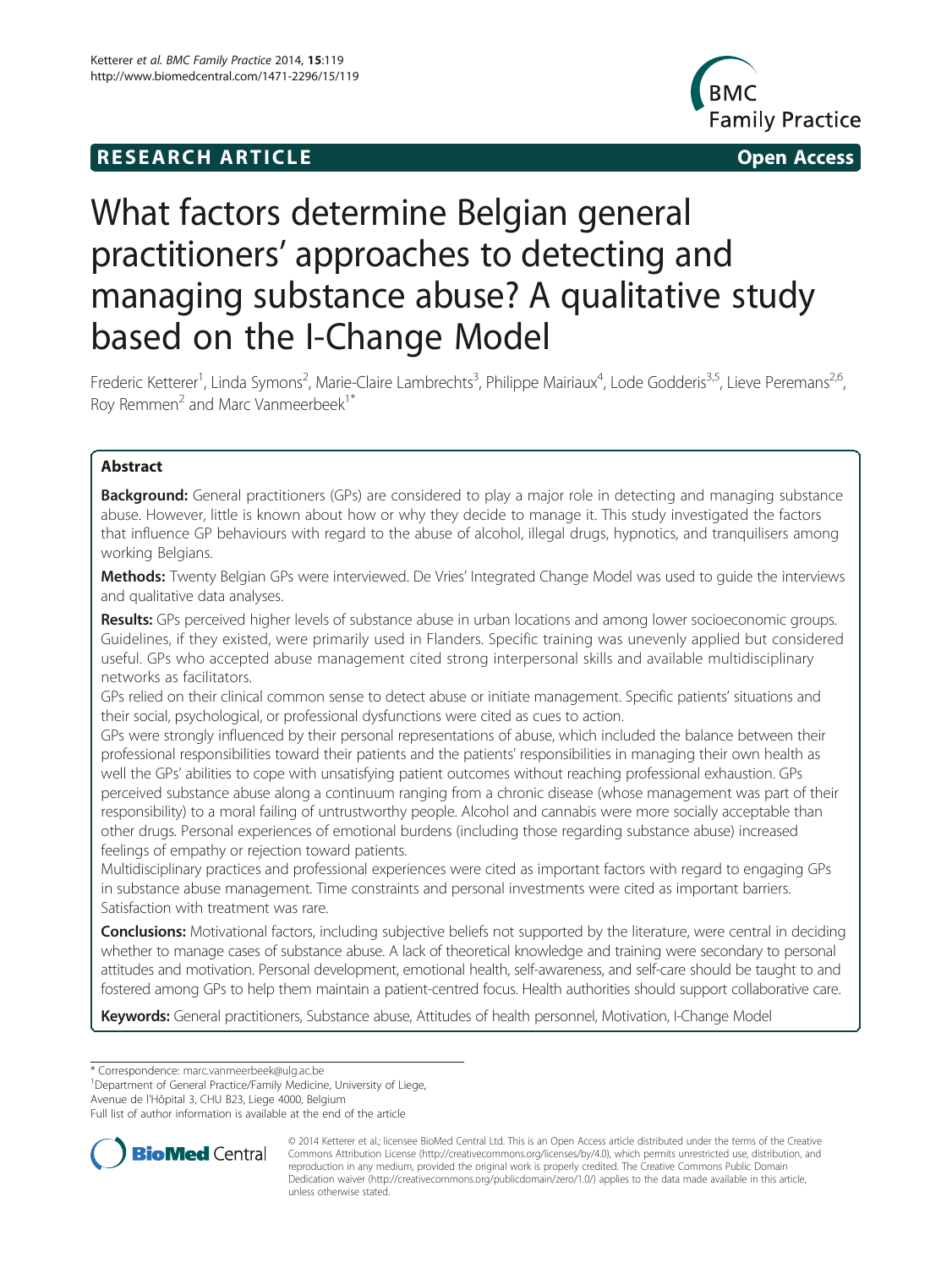RESEARCH ARTICLE

Open Access

# What factors determine Belgian general practitioners' approaches to detecting and managing substance abuse? A qualitative study based on the I-Change Model

Frederic Ketterer[1], Linda Symons[2], Marie-Claire Lambrechts[3], Philippe Mairiaux[4], Lode Godderis[3,5], Lieve Peremans[2,6], Roy Remmen[2] and Marc Vanmeerbeek[1*]

## Abstract

**Background:** General practitioners (GPs) are considered to play a major role in detecting and managing substance abuse. However, little is known about how or why they decide to manage it. This study investigated the factors that influence GP behaviours with regard to the abuse of alcohol, illegal drugs, hypnotics, and tranquilisers among working Belgians.

**Methods:** Twenty Belgian GPs were interviewed. De Vries' Integrated Change Model was used to guide the interviews and qualitative data analyses.

**Results:** GPs perceived higher levels of substance abuse in urban locations and among lower socioeconomic groups. Guidelines, if they existed, were primarily used in Flanders. Specific training was unevenly applied but considered useful. GPs who accepted abuse management cited strong interpersonal skills and available multidisciplinary networks as facilitators.

GPs relied on their clinical common sense to detect abuse or initiate management. Specific patients' situations and their social, psychological, or professional dysfunctions were cited as cues to action.

GPs were strongly influenced by their personal representations of abuse, which included the balance between their professional responsibilities toward their patients and the patients' responsibilities in managing their own health as well the GPs' abilities to cope with unsatisfying patient outcomes without reaching professional exhaustion. GPs perceived substance abuse along a continuum ranging from a chronic disease (whose management was part of their responsibility) to a moral failing of untrustworthy people. Alcohol and cannabis were more socially acceptable than other drugs. Personal experiences of emotional burdens (including those regarding substance abuse) increased feelings of empathy or rejection toward patients.

Multidisciplinary practices and professional experiences were cited as important factors with regard to engaging GPs in substance abuse management. Time constraints and personal investments were cited as important barriers. Satisfaction with treatment was rare.

**Conclusions:** Motivational factors, including subjective beliefs not supported by the literature, were central in deciding whether to manage cases of substance abuse. A lack of theoretical knowledge and training were secondary to personal attitudes and motivation. Personal development, emotional health, self-awareness, and self-care should be taught to and fostered among GPs to help them maintain a patient-centred focus. Health authorities should support collaborative care.

**Keywords:** General practitioners, Substance abuse, Attitudes of health personnel, Motivation, I-Change Model

---

* Correspondence: marc.vanmeerbeek@ulg.ac.be
[1]Department of General Practice/Family Medicine, University of Liege, Avenue de l'Hôpital 3, CHU B23, Liege 4000, Belgium
Full list of author information is available at the end of the article

© 2014 Ketterer et al.; licensee BioMed Central Ltd. This is an Open Access article distributed under the terms of the Creative Commons Attribution License (http://creativecommons.org/licenses/by/4.0), which permits unrestricted use, distribution, and reproduction in any medium, provided the original work is properly credited. The Creative Commons Public Domain Dedication waiver (http://creativecommons.org/publicdomain/zero/1.0/) applies to the data made available in this article, unless otherwise stated.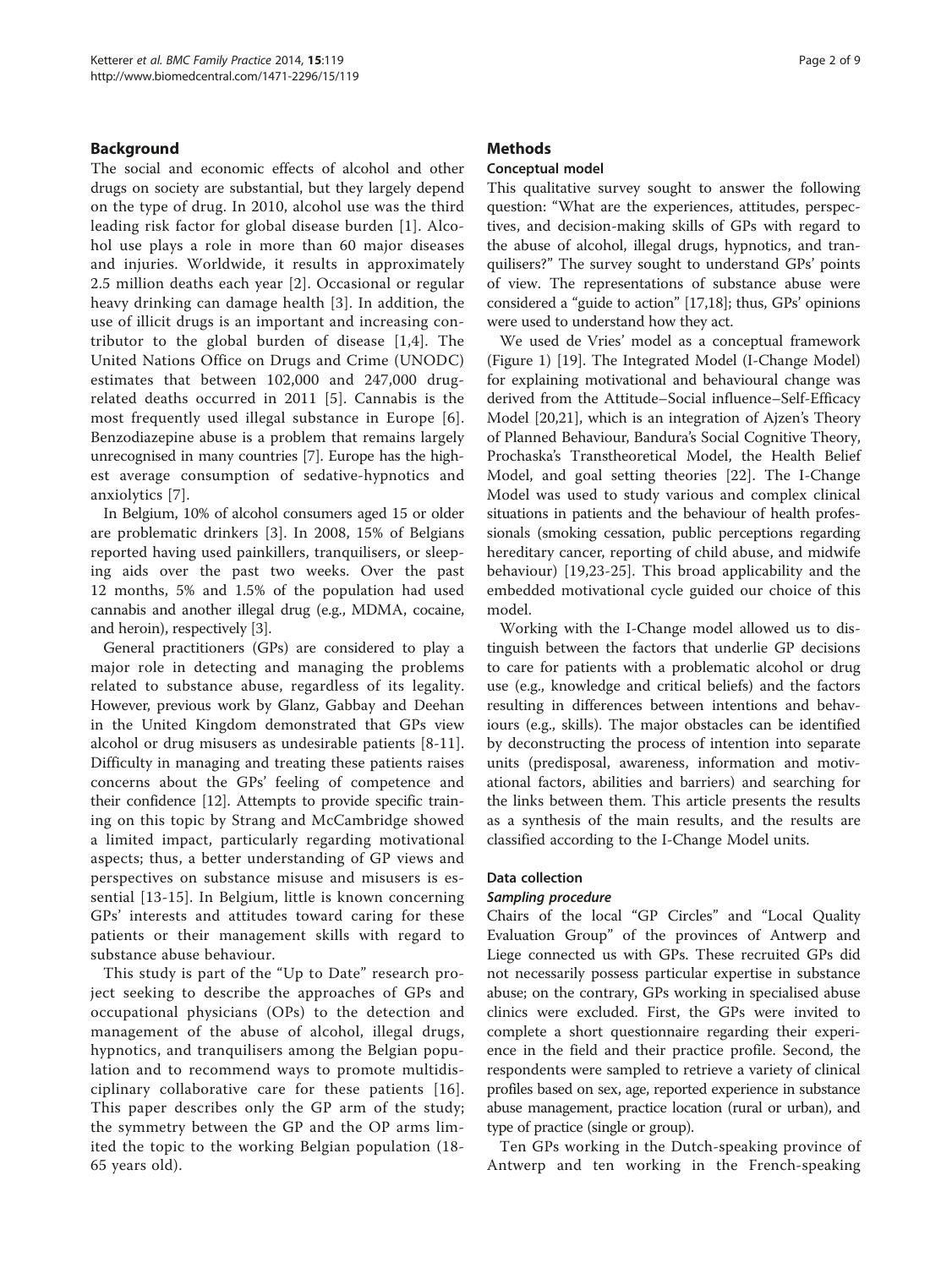## Background

The social and economic effects of alcohol and other drugs on society are substantial, but they largely depend on the type of drug. In 2010, alcohol use was the third leading risk factor for global disease burden [1]. Alcohol use plays a role in more than 60 major diseases and injuries. Worldwide, it results in approximately 2.5 million deaths each year [2]. Occasional or regular heavy drinking can damage health [3]. In addition, the use of illicit drugs is an important and increasing contributor to the global burden of disease [1,4]. The United Nations Office on Drugs and Crime (UNODC) estimates that between 102,000 and 247,000 drug-related deaths occurred in 2011 [5]. Cannabis is the most frequently used illegal substance in Europe [6]. Benzodiazepine abuse is a problem that remains largely unrecognised in many countries [7]. Europe has the highest average consumption of sedative-hypnotics and anxiolytics [7].

In Belgium, 10% of alcohol consumers aged 15 or older are problematic drinkers [3]. In 2008, 15% of Belgians reported having used painkillers, tranquilisers, or sleeping aids over the past two weeks. Over the past 12 months, 5% and 1.5% of the population had used cannabis and another illegal drug (e.g., MDMA, cocaine, and heroin), respectively [3].

General practitioners (GPs) are considered to play a major role in detecting and managing the problems related to substance abuse, regardless of its legality. However, previous work by Glanz, Gabbay and Deehan in the United Kingdom demonstrated that GPs view alcohol or drug misusers as undesirable patients [8-11]. Difficulty in managing and treating these patients raises concerns about the GPs' feeling of competence and their confidence [12]. Attempts to provide specific training on this topic by Strang and McCambridge showed a limited impact, particularly regarding motivational aspects; thus, a better understanding of GP views and perspectives on substance misuse and misusers is essential [13-15]. In Belgium, little is known concerning GPs' interests and attitudes toward caring for these patients or their management skills with regard to substance abuse behaviour.

This study is part of the "Up to Date" research project seeking to describe the approaches of GPs and occupational physicians (OPs) to the detection and management of the abuse of alcohol, illegal drugs, hypnotics, and tranquilisers among the Belgian population and to recommend ways to promote multidisciplinary collaborative care for these patients [16]. This paper describes only the GP arm of the study; the symmetry between the GP and the OP arms limited the topic to the working Belgian population (18-65 years old).

## Methods

### Conceptual model

This qualitative survey sought to answer the following question: "What are the experiences, attitudes, perspectives, and decision-making skills of GPs with regard to the abuse of alcohol, illegal drugs, hypnotics, and tranquilisers?" The survey sought to understand GPs' points of view. The representations of substance abuse were considered a "guide to action" [17,18]; thus, GPs' opinions were used to understand how they act.

We used de Vries' model as a conceptual framework (Figure 1) [19]. The Integrated Model (I-Change Model) for explaining motivational and behavioural change was derived from the Attitude–Social influence–Self-Efficacy Model [20,21], which is an integration of Ajzen's Theory of Planned Behaviour, Bandura's Social Cognitive Theory, Prochaska's Transtheoretical Model, the Health Belief Model, and goal setting theories [22]. The I-Change Model was used to study various and complex clinical situations in patients and the behaviour of health professionals (smoking cessation, public perceptions regarding hereditary cancer, reporting of child abuse, and midwife behaviour) [19,23-25]. This broad applicability and the embedded motivational cycle guided our choice of this model.

Working with the I-Change model allowed us to distinguish between the factors that underlie GP decisions to care for patients with a problematic alcohol or drug use (e.g., knowledge and critical beliefs) and the factors resulting in differences between intentions and behaviours (e.g., skills). The major obstacles can be identified by deconstructing the process of intention into separate units (predisposal, awareness, information and motivational factors, abilities and barriers) and searching for the links between them. This article presents the results as a synthesis of the main results, and the results are classified according to the I-Change Model units.

### Data collection

#### *Sampling procedure*

Chairs of the local "GP Circles" and "Local Quality Evaluation Group" of the provinces of Antwerp and Liege connected us with GPs. These recruited GPs did not necessarily possess particular expertise in substance abuse; on the contrary, GPs working in specialised abuse clinics were excluded. First, the GPs were invited to complete a short questionnaire regarding their experience in the field and their practice profile. Second, the respondents were sampled to retrieve a variety of clinical profiles based on sex, age, reported experience in substance abuse management, practice location (rural or urban), and type of practice (single or group).

Ten GPs working in the Dutch-speaking province of Antwerp and ten working in the French-speaking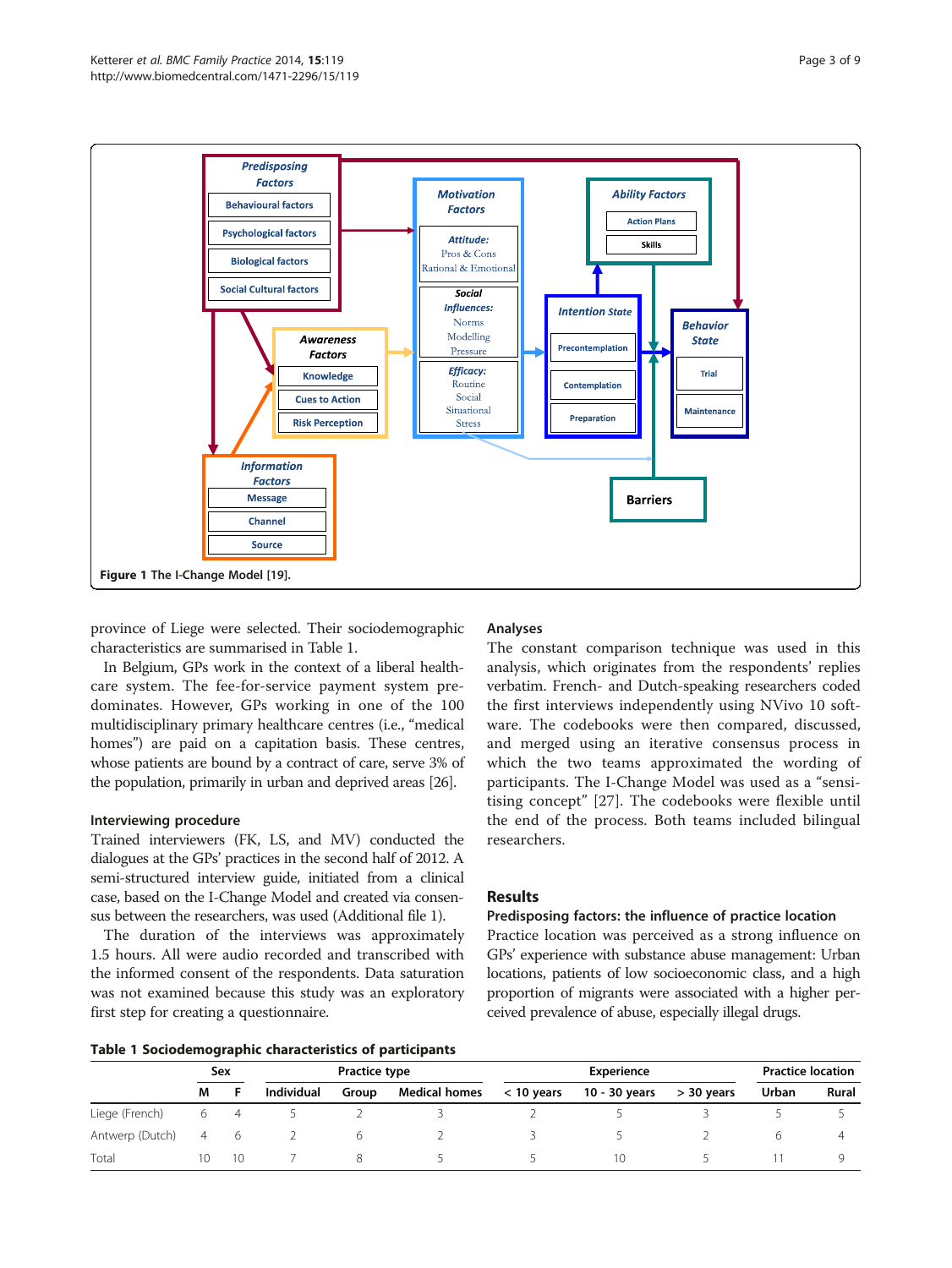Figure 1 The I-Change Model [19].

province of Liege were selected. Their sociodemographic characteristics are summarised in Table 1.

In Belgium, GPs work in the context of a liberal healthcare system. The fee-for-service payment system predominates. However, GPs working in one of the 100 multidisciplinary primary healthcare centres (i.e., "medical homes") are paid on a capitation basis. These centres, whose patients are bound by a contract of care, serve 3% of the population, primarily in urban and deprived areas [26].

### Interviewing procedure

Trained interviewers (FK, LS, and MV) conducted the dialogues at the GPs' practices in the second half of 2012. A semi-structured interview guide, initiated from a clinical case, based on the I-Change Model and created via consensus between the researchers, was used (Additional file 1).

The duration of the interviews was approximately 1.5 hours. All were audio recorded and transcribed with the informed consent of the respondents. Data saturation was not examined because this study was an exploratory first step for creating a questionnaire.

### Analyses

The constant comparison technique was used in this analysis, which originates from the respondents' replies verbatim. French- and Dutch-speaking researchers coded the first interviews independently using NVivo 10 software. The codebooks were then compared, discussed, and merged using an iterative consensus process in which the two teams approximated the wording of participants. The I-Change Model was used as a "sensitising concept" [27]. The codebooks were flexible until the end of the process. Both teams included bilingual researchers.

## Results

### Predisposing factors: the influence of practice location

Practice location was perceived as a strong influence on GPs' experience with substance abuse management: Urban locations, patients of low socioeconomic class, and a high proportion of migrants were associated with a higher perceived prevalence of abuse, especially illegal drugs.

**Table 1 Sociodemographic characteristics of participants**

| | Sex | | Practice type | | | Experience | | | Practice location | |
|---|---|---|---|---|---|---|---|---|---|---|
| | M | F | Individual | Group | Medical homes | < 10 years | 10 - 30 years | > 30 years | Urban | Rural |
| Liege (French) | 6 | 4 | 5 | 2 | 3 | 2 | 5 | 3 | 5 | 5 |
| Antwerp (Dutch) | 4 | 6 | 2 | 6 | 2 | 3 | 5 | 2 | 6 | 4 |
| Total | 10 | 10 | 7 | 8 | 5 | 5 | 10 | 5 | 11 | 9 |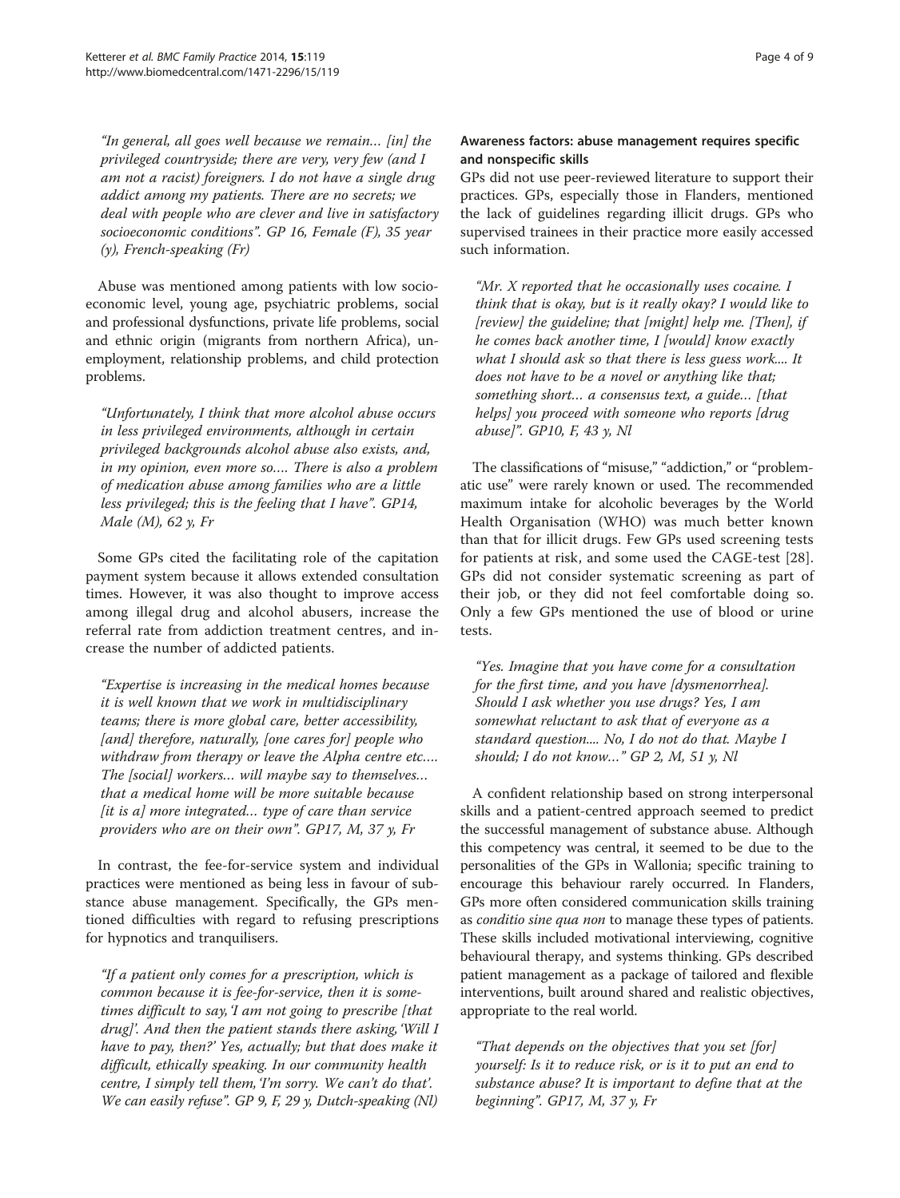> "In general, all goes well because we remain… [in] the privileged countryside; there are very, very few (and I am not a racist) foreigners. I do not have a single drug addict among my patients. There are no secrets; we deal with people who are clever and live in satisfactory socioeconomic conditions". GP 16, Female (F), 35 year (y), French-speaking (Fr)

Abuse was mentioned among patients with low socio-economic level, young age, psychiatric problems, social and professional dysfunctions, private life problems, social and ethnic origin (migrants from northern Africa), unemployment, relationship problems, and child protection problems.

> "Unfortunately, I think that more alcohol abuse occurs in less privileged environments, although in certain privileged backgrounds alcohol abuse also exists, and, in my opinion, even more so…. There is also a problem of medication abuse among families who are a little less privileged; this is the feeling that I have". GP14, Male (M), 62 y, Fr

Some GPs cited the facilitating role of the capitation payment system because it allows extended consultation times. However, it was also thought to improve access among illegal drug and alcohol abusers, increase the referral rate from addiction treatment centres, and increase the number of addicted patients.

> "Expertise is increasing in the medical homes because it is well known that we work in multidisciplinary teams; there is more global care, better accessibility, [and] therefore, naturally, [one cares for] people who withdraw from therapy or leave the Alpha centre etc…. The [social] workers… will maybe say to themselves… that a medical home will be more suitable because [it is a] more integrated… type of care than service providers who are on their own". GP17, M, 37 y, Fr

In contrast, the fee-for-service system and individual practices were mentioned as being less in favour of substance abuse management. Specifically, the GPs mentioned difficulties with regard to refusing prescriptions for hypnotics and tranquilisers.

> "If a patient only comes for a prescription, which is common because it is fee-for-service, then it is sometimes difficult to say, 'I am not going to prescribe [that drug]'. And then the patient stands there asking, 'Will I have to pay, then?' Yes, actually; but that does make it difficult, ethically speaking. In our community health centre, I simply tell them, 'I'm sorry. We can't do that'. We can easily refuse". GP 9, F, 29 y, Dutch-speaking (Nl)

### Awareness factors: abuse management requires specific and nonspecific skills

GPs did not use peer-reviewed literature to support their practices. GPs, especially those in Flanders, mentioned the lack of guidelines regarding illicit drugs. GPs who supervised trainees in their practice more easily accessed such information.

> "Mr. X reported that he occasionally uses cocaine. I think that is okay, but is it really okay? I would like to [review] the guideline; that [might] help me. [Then], if he comes back another time, I [would] know exactly what I should ask so that there is less guess work.... It does not have to be a novel or anything like that; something short… a consensus text, a guide… [that helps] you proceed with someone who reports [drug abuse]". GP10, F, 43 y, Nl

The classifications of "misuse," "addiction," or "problematic use" were rarely known or used. The recommended maximum intake for alcoholic beverages by the World Health Organisation (WHO) was much better known than that for illicit drugs. Few GPs used screening tests for patients at risk, and some used the CAGE-test [28]. GPs did not consider systematic screening as part of their job, or they did not feel comfortable doing so. Only a few GPs mentioned the use of blood or urine tests.

> "Yes. Imagine that you have come for a consultation for the first time, and you have [dysmenorrhea]. Should I ask whether you use drugs? Yes, I am somewhat reluctant to ask that of everyone as a standard question.... No, I do not do that. Maybe I should; I do not know…" GP 2, M, 51 y, Nl

A confident relationship based on strong interpersonal skills and a patient-centred approach seemed to predict the successful management of substance abuse. Although this competency was central, it seemed to be due to the personalities of the GPs in Wallonia; specific training to encourage this behaviour rarely occurred. In Flanders, GPs more often considered communication skills training as *conditio sine qua non* to manage these types of patients. These skills included motivational interviewing, cognitive behavioural therapy, and systems thinking. GPs described patient management as a package of tailored and flexible interventions, built around shared and realistic objectives, appropriate to the real world.

> "That depends on the objectives that you set [for] yourself: Is it to reduce risk, or is it to put an end to substance abuse? It is important to define that at the beginning". GP17, M, 37 y, Fr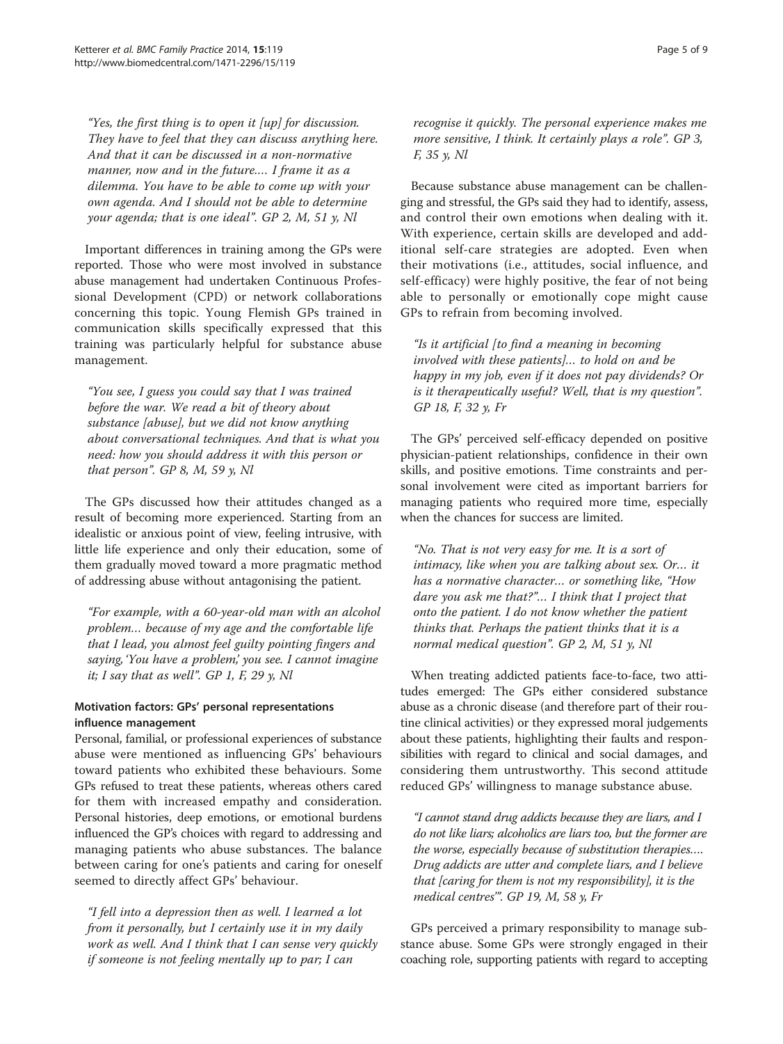*"Yes, the first thing is to open it [up] for discussion. They have to feel that they can discuss anything here. And that it can be discussed in a non-normative manner, now and in the future.... I frame it as a dilemma. You have to be able to come up with your own agenda. And I should not be able to determine your agenda; that is one ideal". GP 2, M, 51 y, Nl*

Important differences in training among the GPs were reported. Those who were most involved in substance abuse management had undertaken Continuous Professional Development (CPD) or network collaborations concerning this topic. Young Flemish GPs trained in communication skills specifically expressed that this training was particularly helpful for substance abuse management.

*"You see, I guess you could say that I was trained before the war. We read a bit of theory about substance [abuse], but we did not know anything about conversational techniques. And that is what you need: how you should address it with this person or that person". GP 8, M, 59 y, Nl*

The GPs discussed how their attitudes changed as a result of becoming more experienced. Starting from an idealistic or anxious point of view, feeling intrusive, with little life experience and only their education, some of them gradually moved toward a more pragmatic method of addressing abuse without antagonising the patient.

*"For example, with a 60-year-old man with an alcohol problem… because of my age and the comfortable life that I lead, you almost feel guilty pointing fingers and saying, 'You have a problem,' you see. I cannot imagine it; I say that as well". GP 1, F, 29 y, Nl*

### Motivation factors: GPs' personal representations influence management

Personal, familial, or professional experiences of substance abuse were mentioned as influencing GPs' behaviours toward patients who exhibited these behaviours. Some GPs refused to treat these patients, whereas others cared for them with increased empathy and consideration. Personal histories, deep emotions, or emotional burdens influenced the GP's choices with regard to addressing and managing patients who abuse substances. The balance between caring for one's patients and caring for oneself seemed to directly affect GPs' behaviour.

*"I fell into a depression then as well. I learned a lot from it personally, but I certainly use it in my daily work as well. And I think that I can sense very quickly if someone is not feeling mentally up to par; I can recognise it quickly. The personal experience makes me more sensitive, I think. It certainly plays a role". GP 3, F, 35 y, Nl*

Because substance abuse management can be challenging and stressful, the GPs said they had to identify, assess, and control their own emotions when dealing with it. With experience, certain skills are developed and additional self-care strategies are adopted. Even when their motivations (i.e., attitudes, social influence, and self-efficacy) were highly positive, the fear of not being able to personally or emotionally cope might cause GPs to refrain from becoming involved.

*"Is it artificial [to find a meaning in becoming involved with these patients]… to hold on and be happy in my job, even if it does not pay dividends? Or is it therapeutically useful? Well, that is my question". GP 18, F, 32 y, Fr*

The GPs' perceived self-efficacy depended on positive physician-patient relationships, confidence in their own skills, and positive emotions. Time constraints and personal involvement were cited as important barriers for managing patients who required more time, especially when the chances for success are limited.

*"No. That is not very easy for me. It is a sort of intimacy, like when you are talking about sex. Or… it has a normative character… or something like, "How dare you ask me that?"… I think that I project that onto the patient. I do not know whether the patient thinks that. Perhaps the patient thinks that it is a normal medical question". GP 2, M, 51 y, Nl*

When treating addicted patients face-to-face, two attitudes emerged: The GPs either considered substance abuse as a chronic disease (and therefore part of their routine clinical activities) or they expressed moral judgements about these patients, highlighting their faults and responsibilities with regard to clinical and social damages, and considering them untrustworthy. This second attitude reduced GPs' willingness to manage substance abuse.

*"I cannot stand drug addicts because they are liars, and I do not like liars; alcoholics are liars too, but the former are the worse, especially because of substitution therapies.… Drug addicts are utter and complete liars, and I believe that [caring for them is not my responsibility], it is the medical centres'". GP 19, M, 58 y, Fr*

GPs perceived a primary responsibility to manage substance abuse. Some GPs were strongly engaged in their coaching role, supporting patients with regard to accepting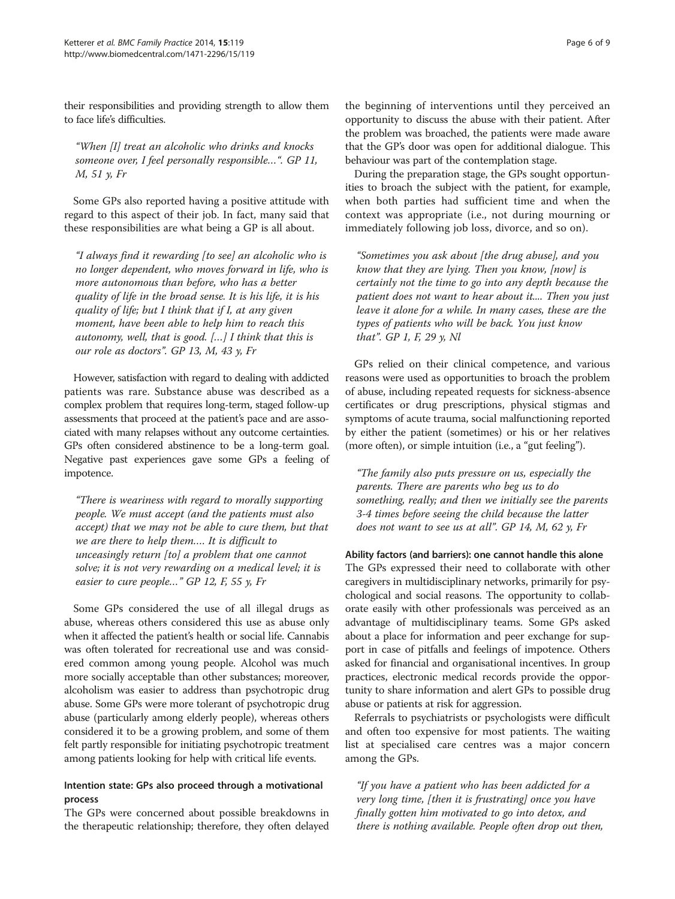their responsibilities and providing strength to allow them to face life's difficulties.

> *"When [I] treat an alcoholic who drinks and knocks someone over, I feel personally responsible…". GP 11, M, 51 y, Fr*

Some GPs also reported having a positive attitude with regard to this aspect of their job. In fact, many said that these responsibilities are what being a GP is all about.

> *"I always find it rewarding [to see] an alcoholic who is no longer dependent, who moves forward in life, who is more autonomous than before, who has a better quality of life in the broad sense. It is his life, it is his quality of life; but I think that if I, at any given moment, have been able to help him to reach this autonomy, well, that is good. […] I think that this is our role as doctors". GP 13, M, 43 y, Fr*

However, satisfaction with regard to dealing with addicted patients was rare. Substance abuse was described as a complex problem that requires long-term, staged follow-up assessments that proceed at the patient's pace and are associated with many relapses without any outcome certainties. GPs often considered abstinence to be a long-term goal. Negative past experiences gave some GPs a feeling of impotence.

> *"There is weariness with regard to morally supporting people. We must accept (and the patients must also accept) that we may not be able to cure them, but that we are there to help them.… It is difficult to unceasingly return [to] a problem that one cannot solve; it is not very rewarding on a medical level; it is easier to cure people…" GP 12, F, 55 y, Fr*

Some GPs considered the use of all illegal drugs as abuse, whereas others considered this use as abuse only when it affected the patient's health or social life. Cannabis was often tolerated for recreational use and was considered common among young people. Alcohol was much more socially acceptable than other substances; moreover, alcoholism was easier to address than psychotropic drug abuse. Some GPs were more tolerant of psychotropic drug abuse (particularly among elderly people), whereas others considered it to be a growing problem, and some of them felt partly responsible for initiating psychotropic treatment among patients looking for help with critical life events.

### Intention state: GPs also proceed through a motivational process

The GPs were concerned about possible breakdowns in the therapeutic relationship; therefore, they often delayed the beginning of interventions until they perceived an opportunity to discuss the abuse with their patient. After the problem was broached, the patients were made aware that the GP's door was open for additional dialogue. This behaviour was part of the contemplation stage.

During the preparation stage, the GPs sought opportunities to broach the subject with the patient, for example, when both parties had sufficient time and when the context was appropriate (i.e., not during mourning or immediately following job loss, divorce, and so on).

> *"Sometimes you ask about [the drug abuse], and you know that they are lying. Then you know, [now] is certainly not the time to go into any depth because the patient does not want to hear about it.... Then you just leave it alone for a while. In many cases, these are the types of patients who will be back. You just know that". GP 1, F, 29 y, Nl*

GPs relied on their clinical competence, and various reasons were used as opportunities to broach the problem of abuse, including repeated requests for sickness-absence certificates or drug prescriptions, physical stigmas and symptoms of acute trauma, social malfunctioning reported by either the patient (sometimes) or his or her relatives (more often), or simple intuition (i.e., a "gut feeling").

> *"The family also puts pressure on us, especially the parents. There are parents who beg us to do something, really; and then we initially see the parents 3-4 times before seeing the child because the latter does not want to see us at all". GP 14, M, 62 y, Fr*

#### Ability factors (and barriers): one cannot handle this alone

The GPs expressed their need to collaborate with other caregivers in multidisciplinary networks, primarily for psychological and social reasons. The opportunity to collaborate easily with other professionals was perceived as an advantage of multidisciplinary teams. Some GPs asked about a place for information and peer exchange for support in case of pitfalls and feelings of impotence. Others asked for financial and organisational incentives. In group practices, electronic medical records provide the opportunity to share information and alert GPs to possible drug abuse or patients at risk for aggression.

Referrals to psychiatrists or psychologists were difficult and often too expensive for most patients. The waiting list at specialised care centres was a major concern among the GPs.

> *"If you have a patient who has been addicted for a very long time, [then it is frustrating] once you have finally gotten him motivated to go into detox, and there is nothing available. People often drop out then,*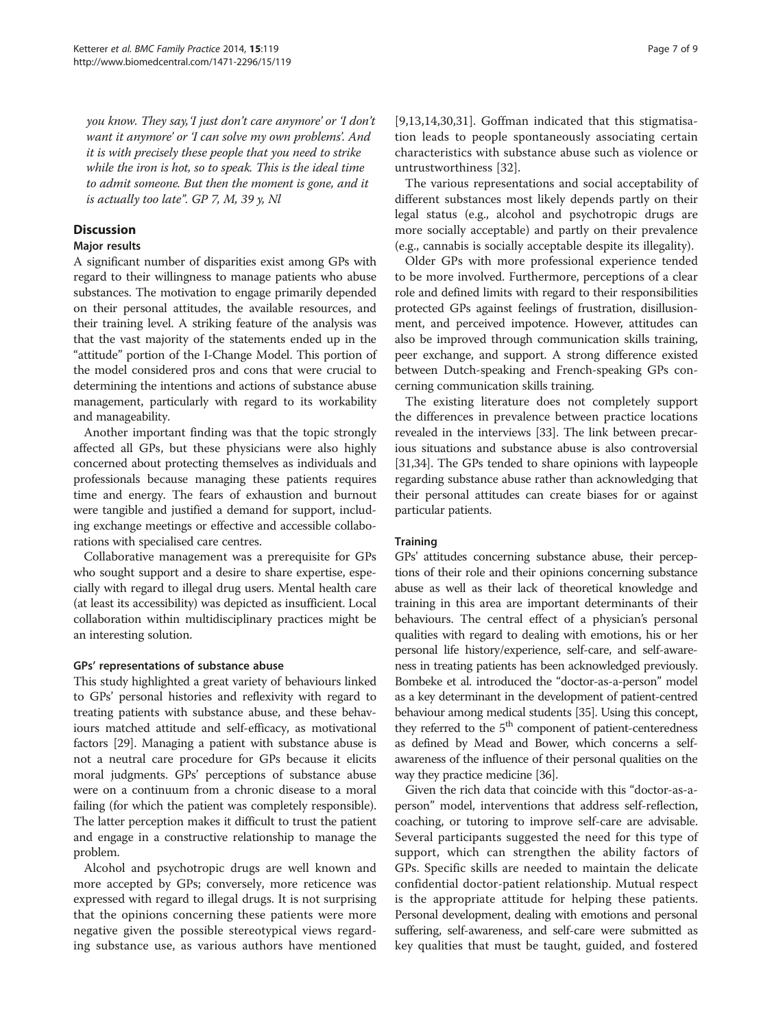*you know. They say,'I just don't care anymore' or 'I don't want it anymore' or 'I can solve my own problems'. And it is with precisely these people that you need to strike while the iron is hot, so to speak. This is the ideal time to admit someone. But then the moment is gone, and it is actually too late". GP 7, M, 39 y, Nl*

## Discussion

### Major results

A significant number of disparities exist among GPs with regard to their willingness to manage patients who abuse substances. The motivation to engage primarily depended on their personal attitudes, the available resources, and their training level. A striking feature of the analysis was that the vast majority of the statements ended up in the "attitude" portion of the I-Change Model. This portion of the model considered pros and cons that were crucial to determining the intentions and actions of substance abuse management, particularly with regard to its workability and manageability.

Another important finding was that the topic strongly affected all GPs, but these physicians were also highly concerned about protecting themselves as individuals and professionals because managing these patients requires time and energy. The fears of exhaustion and burnout were tangible and justified a demand for support, including exchange meetings or effective and accessible collaborations with specialised care centres.

Collaborative management was a prerequisite for GPs who sought support and a desire to share expertise, especially with regard to illegal drug users. Mental health care (at least its accessibility) was depicted as insufficient. Local collaboration within multidisciplinary practices might be an interesting solution.

#### GPs' representations of substance abuse

This study highlighted a great variety of behaviours linked to GPs' personal histories and reflexivity with regard to treating patients with substance abuse, and these behaviours matched attitude and self-efficacy, as motivational factors [29]. Managing a patient with substance abuse is not a neutral care procedure for GPs because it elicits moral judgments. GPs' perceptions of substance abuse were on a continuum from a chronic disease to a moral failing (for which the patient was completely responsible). The latter perception makes it difficult to trust the patient and engage in a constructive relationship to manage the problem.

Alcohol and psychotropic drugs are well known and more accepted by GPs; conversely, more reticence was expressed with regard to illegal drugs. It is not surprising that the opinions concerning these patients were more negative given the possible stereotypical views regarding substance use, as various authors have mentioned [9,13,14,30,31]. Goffman indicated that this stigmatisation leads to people spontaneously associating certain characteristics with substance abuse such as violence or untrustworthiness [32].

The various representations and social acceptability of different substances most likely depends partly on their legal status (e.g., alcohol and psychotropic drugs are more socially acceptable) and partly on their prevalence (e.g., cannabis is socially acceptable despite its illegality).

Older GPs with more professional experience tended to be more involved. Furthermore, perceptions of a clear role and defined limits with regard to their responsibilities protected GPs against feelings of frustration, disillusionment, and perceived impotence. However, attitudes can also be improved through communication skills training, peer exchange, and support. A strong difference existed between Dutch-speaking and French-speaking GPs concerning communication skills training.

The existing literature does not completely support the differences in prevalence between practice locations revealed in the interviews [33]. The link between precarious situations and substance abuse is also controversial [31,34]. The GPs tended to share opinions with laypeople regarding substance abuse rather than acknowledging that their personal attitudes can create biases for or against particular patients.

#### Training

GPs' attitudes concerning substance abuse, their perceptions of their role and their opinions concerning substance abuse as well as their lack of theoretical knowledge and training in this area are important determinants of their behaviours. The central effect of a physician's personal qualities with regard to dealing with emotions, his or her personal life history/experience, self-care, and self-awareness in treating patients has been acknowledged previously. Bombeke et al. introduced the "doctor-as-a-person" model as a key determinant in the development of patient-centred behaviour among medical students [35]. Using this concept, they referred to the 5th component of patient-centeredness as defined by Mead and Bower, which concerns a self-awareness of the influence of their personal qualities on the way they practice medicine [36].

Given the rich data that coincide with this "doctor-as-a-person" model, interventions that address self-reflection, coaching, or tutoring to improve self-care are advisable. Several participants suggested the need for this type of support, which can strengthen the ability factors of GPs. Specific skills are needed to maintain the delicate confidential doctor-patient relationship. Mutual respect is the appropriate attitude for helping these patients. Personal development, dealing with emotions and personal suffering, self-awareness, and self-care were submitted as key qualities that must be taught, guided, and fostered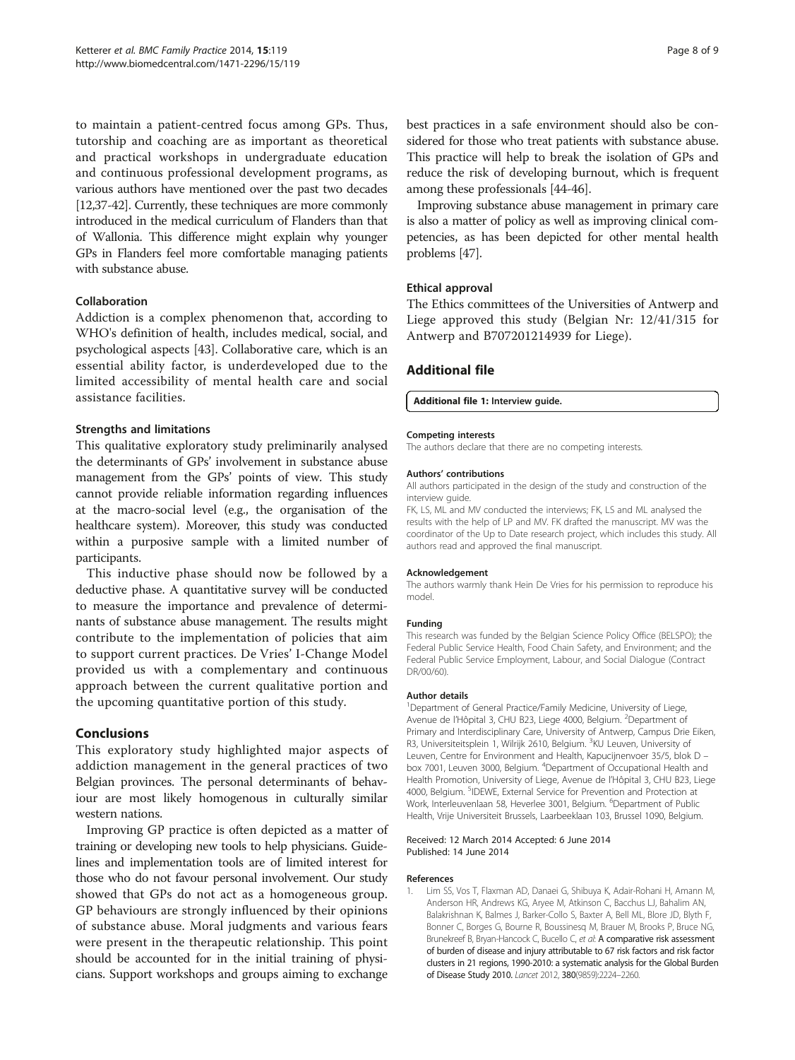to maintain a patient-centred focus among GPs. Thus, tutorship and coaching are as important as theoretical and practical workshops in undergraduate education and continuous professional development programs, as various authors have mentioned over the past two decades [12,37-42]. Currently, these techniques are more commonly introduced in the medical curriculum of Flanders than that of Wallonia. This difference might explain why younger GPs in Flanders feel more comfortable managing patients with substance abuse.

### Collaboration

Addiction is a complex phenomenon that, according to WHO's definition of health, includes medical, social, and psychological aspects [43]. Collaborative care, which is an essential ability factor, is underdeveloped due to the limited accessibility of mental health care and social assistance facilities.

### Strengths and limitations

This qualitative exploratory study preliminarily analysed the determinants of GPs' involvement in substance abuse management from the GPs' points of view. This study cannot provide reliable information regarding influences at the macro-social level (e.g., the organisation of the healthcare system). Moreover, this study was conducted within a purposive sample with a limited number of participants.

This inductive phase should now be followed by a deductive phase. A quantitative survey will be conducted to measure the importance and prevalence of determinants of substance abuse management. The results might contribute to the implementation of policies that aim to support current practices. De Vries' I-Change Model provided us with a complementary and continuous approach between the current qualitative portion and the upcoming quantitative portion of this study.

## Conclusions

This exploratory study highlighted major aspects of addiction management in the general practices of two Belgian provinces. The personal determinants of behaviour are most likely homogenous in culturally similar western nations.

Improving GP practice is often depicted as a matter of training or developing new tools to help physicians. Guidelines and implementation tools are of limited interest for those who do not favour personal involvement. Our study showed that GPs do not act as a homogeneous group. GP behaviours are strongly influenced by their opinions of substance abuse. Moral judgments and various fears were present in the therapeutic relationship. This point should be accounted for in the initial training of physicians. Support workshops and groups aiming to exchange best practices in a safe environment should also be considered for those who treat patients with substance abuse. This practice will help to break the isolation of GPs and reduce the risk of developing burnout, which is frequent among these professionals [44-46].

Improving substance abuse management in primary care is also a matter of policy as well as improving clinical competencies, as has been depicted for other mental health problems [47].

### Ethical approval

The Ethics committees of the Universities of Antwerp and Liege approved this study (Belgian Nr: 12/41/315 for Antwerp and B707201214939 for Liege).

## Additional file

**Additional file 1:** Interview guide.

#### Competing interests

The authors declare that there are no competing interests.

#### Authors' contributions

All authors participated in the design of the study and construction of the interview guide.
FK, LS, ML and MV conducted the interviews; FK, LS and ML analysed the results with the help of LP and MV. FK drafted the manuscript. MV was the coordinator of the Up to Date research project, which includes this study. All authors read and approved the final manuscript.

#### Acknowledgement

The authors warmly thank Hein De Vries for his permission to reproduce his model.

#### Funding

This research was funded by the Belgian Science Policy Office (BELSPO); the Federal Public Service Health, Food Chain Safety, and Environment; and the Federal Public Service Employment, Labour, and Social Dialogue (Contract DR/00/60).

#### Author details

[1]Department of General Practice/Family Medicine, University of Liege, Avenue de l'Hôpital 3, CHU B23, Liege 4000, Belgium. [2]Department of Primary and Interdisciplinary Care, University of Antwerp, Campus Drie Eiken, R3, Universiteitsplein 1, Wilrijk 2610, Belgium. [3]KU Leuven, University of Leuven, Centre for Environment and Health, Kapucijnenvoer 35/5, blok D – box 7001, Leuven 3000, Belgium. [4]Department of Occupational Health and Health Promotion, University of Liege, Avenue de l'Hôpital 3, CHU B23, Liege 4000, Belgium. [5]IDEWE, External Service for Prevention and Protection at Work, Interleuvenlaan 58, Heverlee 3001, Belgium. [6]Department of Public Health, Vrije Universiteit Brussels, Laarbeeklaan 103, Brussel 1090, Belgium.

Received: 12 March 2014 Accepted: 6 June 2014
Published: 14 June 2014

#### References

1. Lim SS, Vos T, Flaxman AD, Danaei G, Shibuya K, Adair-Rohani H, Amann M, Anderson HR, Andrews KG, Aryee M, Atkinson C, Bacchus LJ, Bahalim AN, Balakrishnan K, Balmes J, Barker-Collo S, Baxter A, Bell ML, Blore JD, Blyth F, Bonner C, Borges G, Bourne R, Boussinesq M, Brauer M, Brooks P, Bruce NG, Brunekreef B, Bryan-Hancock C, Bucello C, *et al*: **A comparative risk assessment of burden of disease and injury attributable to 67 risk factors and risk factor clusters in 21 regions, 1990-2010: a systematic analysis for the Global Burden of Disease Study 2010.** *Lancet* 2012, **380**(9859):2224–2260.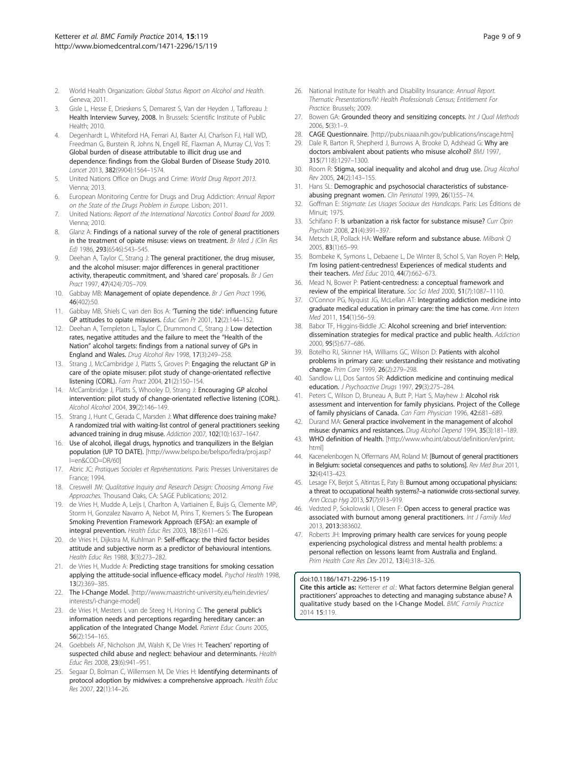2. World Health Organization: *Global Status Report on Alcohol and Health.* Geneva; 2011.
3. Gisle L, Hesse E, Drieskens S, Demarest S, Van der Heyden J, Tafforeau J: **Health Interview Survey, 2008.** In Brussels: Scientific Institute of Public Health; 2010.
4. Degenhardt L, Whiteford HA, Ferrari AJ, Baxter AJ, Charlson FJ, Hall WD, Freedman G, Burstein R, Johns N, Engell RE, Flaxman A, Murray CJ, Vos T: **Global burden of disease attributable to illicit drug use and dependence: findings from the Global Burden of Disease Study 2010.** *Lancet* 2013, **382**(9904):1564–1574.
5. United Nations Office on Drugs and Crime: *World Drug Report 2013.* Vienna; 2013.
6. European Monitoring Centre for Drugs and Drug Addiction: *Annual Report on the State of the Drugs Problem in Europe.* Lisbon; 2011.
7. United Nations: *Report of the International Narcotics Control Board for 2009.* Vienna; 2010.
8. Glanz A: **Findings of a national survey of the role of general practitioners in the treatment of opiate misuse: views on treatment.** *Br Med J (Clin Res Ed)* 1986, **293**(6546):543–545.
9. Deehan A, Taylor C, Strang J: **The general practitioner, the drug misuser, and the alcohol misuser: major differences in general practitioner activity, therapeutic commitment, and 'shared care' proposals.** *Br J Gen Pract* 1997, **47**(424):705–709.
10. Gabbay MB: **Management of opiate dependence.** *Br J Gen Pract* 1996, **46**(402):50.
11. Gabbay MB, Shiels C, van den Bos A: **'Turning the tide': influencing future GP attitudes to opiate misusers.** *Educ Gen Pr* 2001, **12**(2):144–152.
12. Deehan A, Templeton L, Taylor C, Drummond C, Strang J: **Low detection rates, negative attitudes and the failure to meet the "Health of the Nation" alcohol targets: findings from a national survey of GPs in England and Wales.** *Drug Alcohol Rev* 1998, **17**(3):249–258.
13. Strang J, McCambridge J, Platts S, Groves P: **Engaging the reluctant GP in care of the opiate misuser: pilot study of change-orientated reflective listening (CORL).** *Fam Pract* 2004, **21**(2):150–154.
14. McCambridge J, Platts S, Whooley D, Strang J: **Encouraging GP alcohol intervention: pilot study of change-orientated reflective listening (CORL).** *Alcohol Alcohol* 2004, **39**(2):146–149.
15. Strang J, Hunt C, Gerada C, Marsden J: **What difference does training make? A randomized trial with waiting-list control of general practitioners seeking advanced training in drug misuse.** *Addiction* 2007, **102**(10):1637–1647.
16. **Use of alcohol, illegal drugs, hypnotics and tranquilizers in the Belgian population (UP TO DATE).** [http://www.belspo.be/belspo/fedra/proj.asp?l=en&COD=DR/60]
17. Abric JC: *Pratiques Sociales et Représentations.* Paris: Presses Universitaires de France; 1994.
18. Creswell JW: *Qualitative Inquiry and Research Design: Choosing Among Five Approaches.* Thousand Oaks, CA: SAGE Publications; 2012.
19. de Vries H, Mudde A, Leijs I, Charlton A, Vartiainen E, Buijs G, Clemente MP, Storm H, Gonzalez Navarro A, Nebot M, Prins T, Kremers S: **The European Smoking Prevention Framework Approach (EFSA): an example of integral prevention.** *Health Educ Res* 2003, **18**(5):611–626.
20. de Vries H, Dijkstra M, Kuhlman P: **Self-efficacy: the third factor besides attitude and subjective norm as a predictor of behavioural intentions.** *Health Educ Res* 1988, **3**(3):273–282.
21. de Vries H, Mudde A: **Predicting stage transitions for smoking cessation applying the attitude-social influence-efficacy model.** *Psychol Health* 1998, **13**(2):369–385.
22. **The I-Change Model.** [http://www.maastricht-university.eu/hein.devries/interests/i-change-model]
23. de Vries H, Mesters I, van de Steeg H, Honing C: **The general public's information needs and perceptions regarding hereditary cancer: an application of the Integrated Change Model.** *Patient Educ Couns* 2005, **56**(2):154–165.
24. Goebbels AF, Nicholson JM, Walsh K, De Vries H: **Teachers' reporting of suspected child abuse and neglect: behaviour and determinants.** *Health Educ Res* 2008, **23**(6):941–951.
25. Segaar D, Bolman C, Willemsen M, De Vries H: **Identifying determinants of protocol adoption by midwives: a comprehensive approach.** *Health Educ Res* 2007, **22**(1):14–26.
26. National Institute for Health and Disability Insurance: *Annual Report. Thematic Presentations/IV: Health Professionals Census; Entitlement For Practice.* Brussels; 2009.
27. Bowen GA: **Grounded theory and sensitizing concepts.** *Int J Qual Methods* 2006, **5**(3):1–9.
28. **CAGE Questionnaire.** [http://pubs.niaaa.nih.gov/publications/inscage.htm]
29. Dale R, Barton R, Shepherd J, Burrows A, Brooke D, Adshead G: **Why are doctors ambivalent about patients who misuse alcohol?** *BMJ* 1997, **315**(7118):1297–1300.
30. Room R: **Stigma, social inequality and alcohol and drug use.** *Drug Alcohol Rev* 2005, **24**(2):143–155.
31. Hans SL: **Demographic and psychosocial characteristics of substance-abusing pregnant women.** *Clin Perinatol* 1999, **26**(1):55–74.
32. Goffman E: *Stigmate: Les Usages Sociaux des Handicaps.* Paris: Les Éditions de Minuit; 1975.
33. Schifano F: **Is urbanization a risk factor for substance misuse?** *Curr Opin Psychiatr* 2008, **21**(4):391–397.
34. Metsch LR, Pollack HA: **Welfare reform and substance abuse.** *Milbank Q* 2005, **83**(1):65–99.
35. Bombeke K, Symons L, Debaene L, De Winter B, Schol S, Van Royen P: **Help, I'm losing patient-centredness! Experiences of medical students and their teachers.** *Med Educ* 2010, **44**(7):662–673.
36. Mead N, Bower P: **Patient-centredness: a conceptual framework and review of the empirical literature.** *Soc Sci Med* 2000, **51**(7):1087–1110.
37. O'Connor PG, Nyquist JG, McLellan AT: **Integrating addiction medicine into graduate medical education in primary care: the time has come.** *Ann Intern Med* 2011, **154**(1):56–59.
38. Babor TF, Higgins-Biddle JC: **Alcohol screening and brief intervention: dissemination strategies for medical practice and public health.** *Addiction* 2000, **95**(5):677–686.
39. Botelho RJ, Skinner HA, Williams GC, Wilson D: **Patients with alcohol problems in primary care: understanding their resistance and motivating change.** *Prim Care* 1999, **26**(2):279–298.
40. Sandlow LJ, Dos Santos SR: **Addiction medicine and continuing medical education.** *J Psychoactive Drugs* 1997, **29**(3):275–284.
41. Peters C, Wilson D, Bruneau A, Butt P, Hart S, Mayhew J: **Alcohol risk assessment and intervention for family physicians. Project of the College of family physicians of Canada.** *Can Fam Physician* 1996, **42**:681–689.
42. Durand MA: **General practice involvement in the management of alcohol misuse: dynamics and resistances.** *Drug Alcohol Depend* 1994, **35**(3):181–189.
43. **WHO definition of Health.** [http://www.who.int/about/definition/en/print.html]
44. Kacenelenbogen N, Offermans AM, Roland M: **[Burnout of general practitioners in Belgium: societal consequences and paths to solutions].** *Rev Med Brux* 2011, **32**(4):413–423.
45. Lesage FX, Berjot S, Altintas E, Paty B: **Burnout among occupational physicians: a threat to occupational health systems?–a nationwide cross-sectional survey.** *Ann Occup Hyg* 2013, **57**(7):913–919.
46. Vedsted P, Sokolowski I, Olesen F: **Open access to general practice was associated with burnout among general practitioners.** *Int J Family Med* 2013, **2013**:383602.
47. Roberts JH: **Improving primary health care services for young people experiencing psychological distress and mental health problems: a personal reflection on lessons learnt from Australia and England.** *Prim Health Care Res Dev* 2012, **13**(4):318–326.

doi:10.1186/1471-2296-15-119

**Cite this article as:** Ketterer *et al.*: What factors determine Belgian general practitioners' approaches to detecting and managing substance abuse? A qualitative study based on the I-Change Model. *BMC Family Practice* 2014 **15**:119.